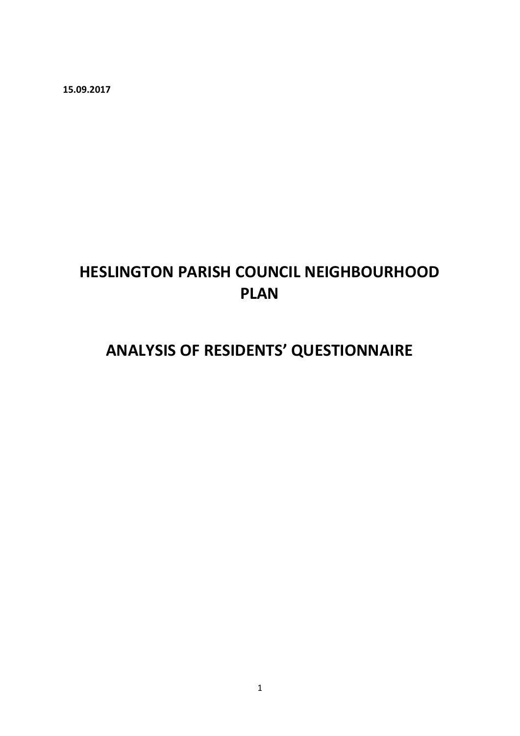**15.09.2017**

# HESLINGTON PARISH COUNCIL NEIGHBOURHOOD PLAN

# ANALYSIS OF RESIDENTS' QUESTIONNAIRE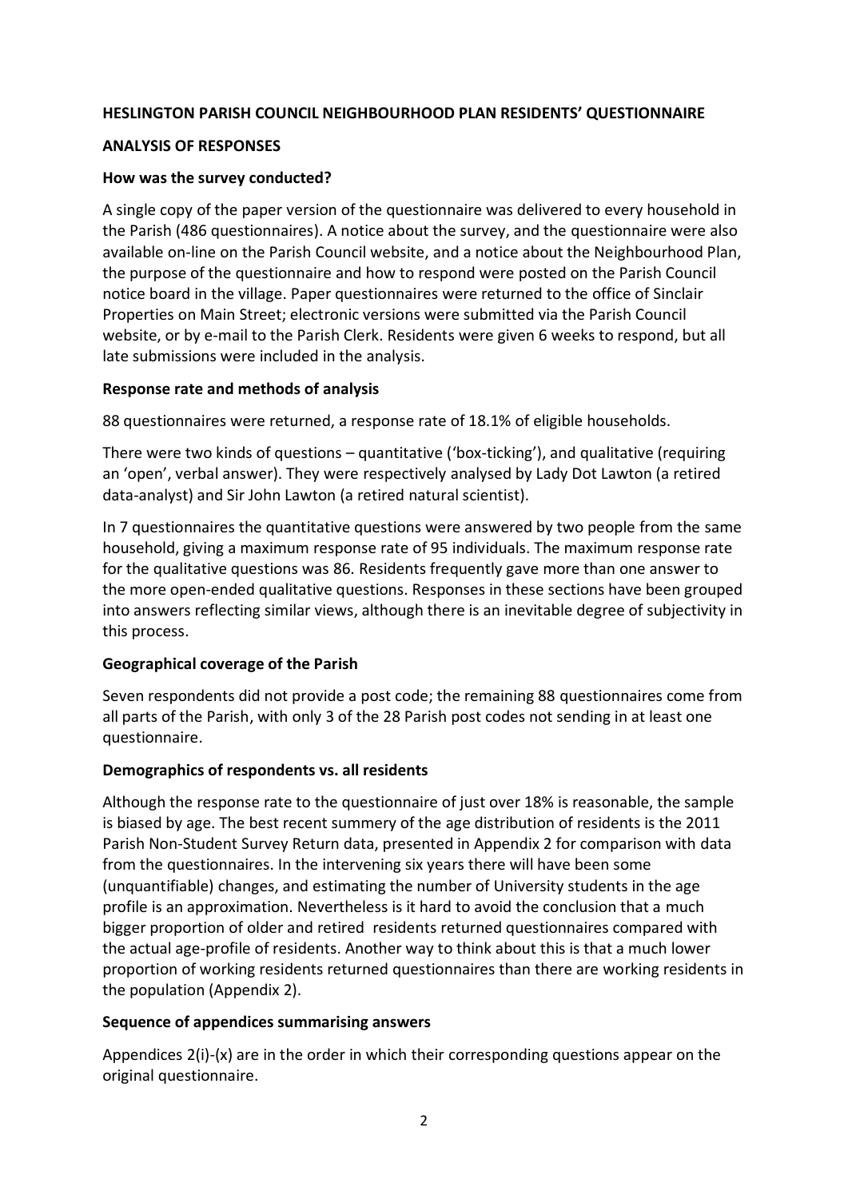**HESLINGTON PARISH COUNCIL NEIGHBOURHOOD PLAN RESIDENTS' QUESTIONNAIRE**

**ANALYSIS OF RESPONSES**

**How was the survey conducted?**

A single copy of the paper version of the questionnaire was delivered to every household in the Parish (486 questionnaires). A notice about the survey, and the questionnaire were also available on-line on the Parish Council website, and a notice about the Neighbourhood Plan, the purpose of the questionnaire and how to respond were posted on the Parish Council notice board in the village. Paper questionnaires were returned to the office of Sinclair Properties on Main Street; electronic versions were submitted via the Parish Council website, or by e-mail to the Parish Clerk. Residents were given 6 weeks to respond, but all late submissions were included in the analysis.

**Response rate and methods of analysis**

88 questionnaires were returned, a response rate of 18.1% of eligible households.

There were two kinds of questions – quantitative ('box-ticking'), and qualitative (requiring an 'open', verbal answer). They were respectively analysed by Lady Dot Lawton (a retired data-analyst) and Sir John Lawton (a retired natural scientist).

In 7 questionnaires the quantitative questions were answered by two people from the same household, giving a maximum response rate of 95 individuals. The maximum response rate for the qualitative questions was 86. Residents frequently gave more than one answer to the more open-ended qualitative questions. Responses in these sections have been grouped into answers reflecting similar views, although there is an inevitable degree of subjectivity in this process.

**Geographical coverage of the Parish**

Seven respondents did not provide a post code; the remaining 88 questionnaires come from all parts of the Parish, with only 3 of the 28 Parish post codes not sending in at least one questionnaire.

**Demographics of respondents vs. all residents**

Although the response rate to the questionnaire of just over 18% is reasonable, the sample is biased by age. The best recent summery of the age distribution of residents is the 2011 Parish Non-Student Survey Return data, presented in Appendix 2 for comparison with data from the questionnaires. In the intervening six years there will have been some (unquantifiable) changes, and estimating the number of University students in the age profile is an approximation. Nevertheless is it hard to avoid the conclusion that a much bigger proportion of older and retired residents returned questionnaires compared with the actual age-profile of residents. Another way to think about this is that a much lower proportion of working residents returned questionnaires than there are working residents in the population (Appendix 2).

**Sequence of appendices summarising answers**

Appendices 2(i)-(x) are in the order in which their corresponding questions appear on the original questionnaire.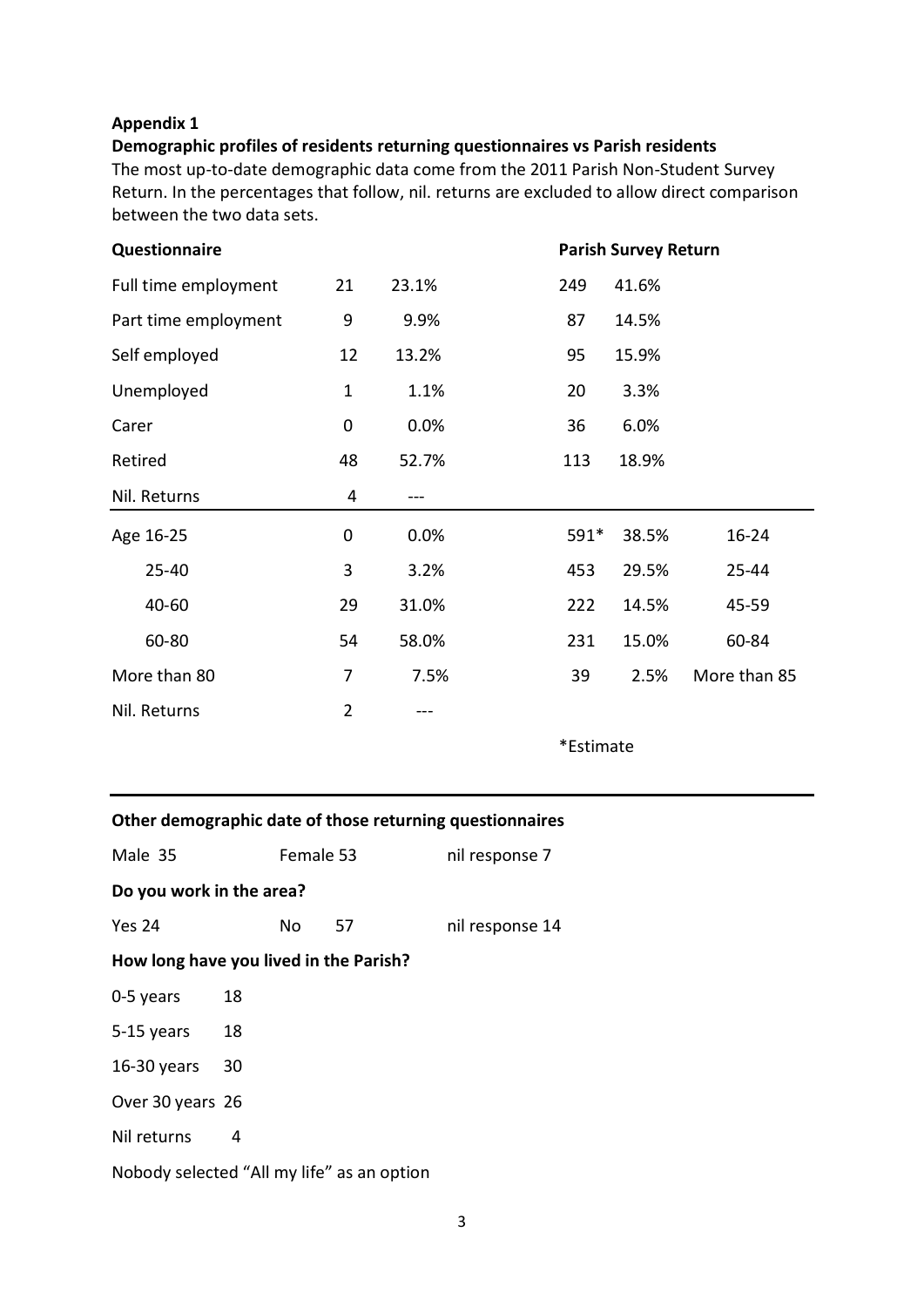**Appendix 1**

**Demographic profiles of residents returning questionnaires vs Parish residents**

The most up-to-date demographic data come from the 2011 Parish Non-Student Survey Return. In the percentages that follow, nil. returns are excluded to allow direct comparison between the two data sets.

| **Questionnaire** | | | **Parish Survey Return** | | |
|---|---|---|---|---|---|
| Full time employment | 21 | 23.1% | 249 | 41.6% | |
| Part time employment | 9 | 9.9% | 87 | 14.5% | |
| Self employed | 12 | 13.2% | 95 | 15.9% | |
| Unemployed | 1 | 1.1% | 20 | 3.3% | |
| Carer | 0 | 0.0% | 36 | 6.0% | |
| Retired | 48 | 52.7% | 113 | 18.9% | |
| Nil. Returns | 4 | --- | | | |
| Age 16-25 | 0 | 0.0% | 591* | 38.5% | 16-24 |
| 25-40 | 3 | 3.2% | 453 | 29.5% | 25-44 |
| 40-60 | 29 | 31.0% | 222 | 14.5% | 45-59 |
| 60-80 | 54 | 58.0% | 231 | 15.0% | 60-84 |
| More than 80 | 7 | 7.5% | 39 | 2.5% | More than 85 |
| Nil. Returns | 2 | --- | | | |

*Estimate

**Other demographic date of those returning questionnaires**

Male 35 Female 53 nil response 7

**Do you work in the area?**

Yes 24 No 57 nil response 14

**How long have you lived in the Parish?**

0-5 years 18

5-15 years 18

16-30 years 30

Over 30 years 26

Nil returns 4

Nobody selected "All my life" as an option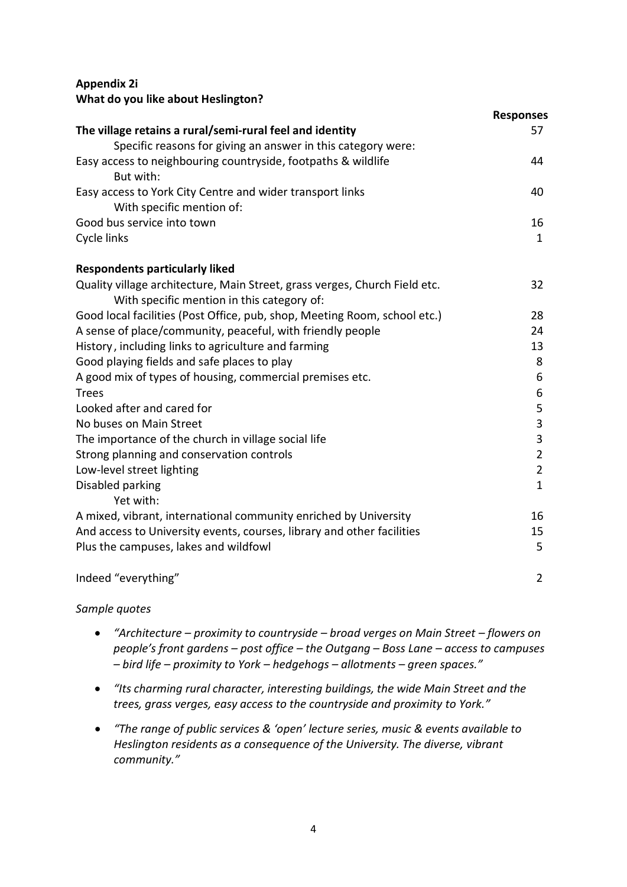**Appendix 2i**
**What do you like about Heslington?**

| | Responses |
|---|---|
| **The village retains a rural/semi-rural feel and identity** | 57 |
| Specific reasons for giving an answer in this category were: | |
| Easy access to neighbouring countryside, footpaths & wildlife | 44 |
| But with: | |
| Easy access to York City Centre and wider transport links | 40 |
| With specific mention of: | |
| Good bus service into town | 16 |
| Cycle links | 1 |
| | |
| **Respondents particularly liked** | |
| Quality village architecture, Main Street, grass verges, Church Field etc. | 32 |
| With specific mention in this category of: | |
| Good local facilities (Post Office, pub, shop, Meeting Room, school etc.) | 28 |
| A sense of place/community, peaceful, with friendly people | 24 |
| History, including links to agriculture and farming | 13 |
| Good playing fields and safe places to play | 8 |
| A good mix of types of housing, commercial premises etc. | 6 |
| Trees | 6 |
| Looked after and cared for | 5 |
| No buses on Main Street | 3 |
| The importance of the church in village social life | 3 |
| Strong planning and conservation controls | 2 |
| Low-level street lighting | 2 |
| Disabled parking | 1 |
| Yet with: | |
| A mixed, vibrant, international community enriched by University | 16 |
| And access to University events, courses, library and other facilities | 15 |
| Plus the campuses, lakes and wildfowl | 5 |
| | |
| Indeed "everything" | 2 |

*Sample quotes*

- *"Architecture – proximity to countryside – broad verges on Main Street – flowers on people's front gardens – post office – the Outgang – Boss Lane – access to campuses – bird life – proximity to York – hedgehogs – allotments – green spaces."*
- *"Its charming rural character, interesting buildings, the wide Main Street and the trees, grass verges, easy access to the countryside and proximity to York."*
- *"The range of public services & 'open' lecture series, music & events available to Heslington residents as a consequence of the University. The diverse, vibrant community."*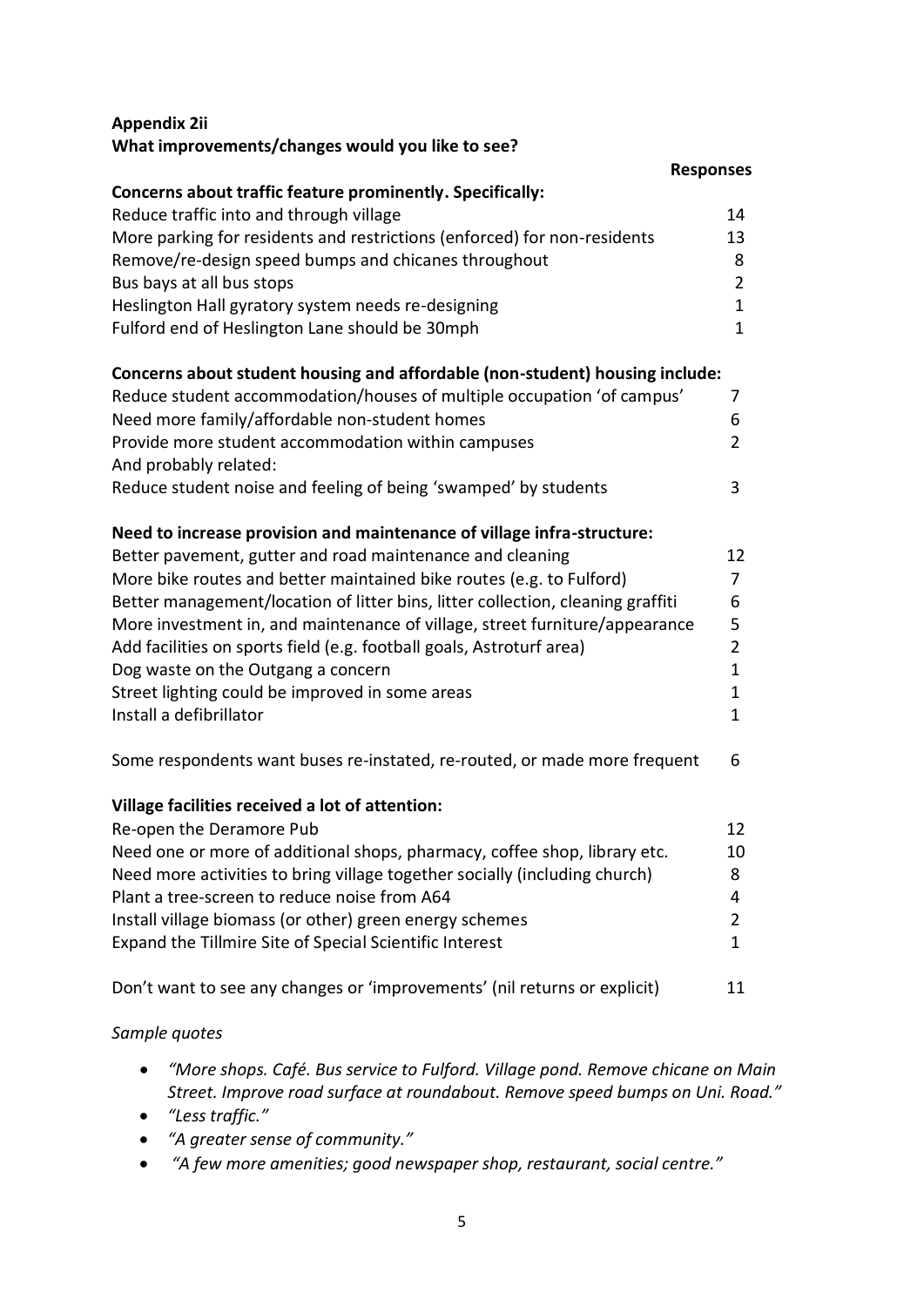**Appendix 2ii**
**What improvements/changes would you like to see?**

| | **Responses** |
|---|---|
| **Concerns about traffic feature prominently. Specifically:** | |
| Reduce traffic into and through village | 14 |
| More parking for residents and restrictions (enforced) for non-residents | 13 |
| Remove/re-design speed bumps and chicanes throughout | 8 |
| Bus bays at all bus stops | 2 |
| Heslington Hall gyratory system needs re-designing | 1 |
| Fulford end of Heslington Lane should be 30mph | 1 |
| | |
| **Concerns about student housing and affordable (non-student) housing include:** | |
| Reduce student accommodation/houses of multiple occupation 'of campus' | 7 |
| Need more family/affordable non-student homes | 6 |
| Provide more student accommodation within campuses | 2 |
| And probably related: | |
| Reduce student noise and feeling of being 'swamped' by students | 3 |
| | |
| **Need to increase provision and maintenance of village infra-structure:** | |
| Better pavement, gutter and road maintenance and cleaning | 12 |
| More bike routes and better maintained bike routes (e.g. to Fulford) | 7 |
| Better management/location of litter bins, litter collection, cleaning graffiti | 6 |
| More investment in, and maintenance of village, street furniture/appearance | 5 |
| Add facilities on sports field (e.g. football goals, Astroturf area) | 2 |
| Dog waste on the Outgang a concern | 1 |
| Street lighting could be improved in some areas | 1 |
| Install a defibrillator | 1 |
| | |
| Some respondents want buses re-instated, re-routed, or made more frequent | 6 |
| | |
| **Village facilities received a lot of attention:** | |
| Re-open the Deramore Pub | 12 |
| Need one or more of additional shops, pharmacy, coffee shop, library etc. | 10 |
| Need more activities to bring village together socially (including church) | 8 |
| Plant a tree-screen to reduce noise from A64 | 4 |
| Install village biomass (or other) green energy schemes | 2 |
| Expand the Tillmire Site of Special Scientific Interest | 1 |
| | |
| Don't want to see any changes or 'improvements' (nil returns or explicit) | 11 |

*Sample quotes*

- *"More shops. Café. Bus service to Fulford. Village pond. Remove chicane on Main Street. Improve road surface at roundabout. Remove speed bumps on Uni. Road."*
- *"Less traffic."*
- *"A greater sense of community."*
- *"A few more amenities; good newspaper shop, restaurant, social centre."*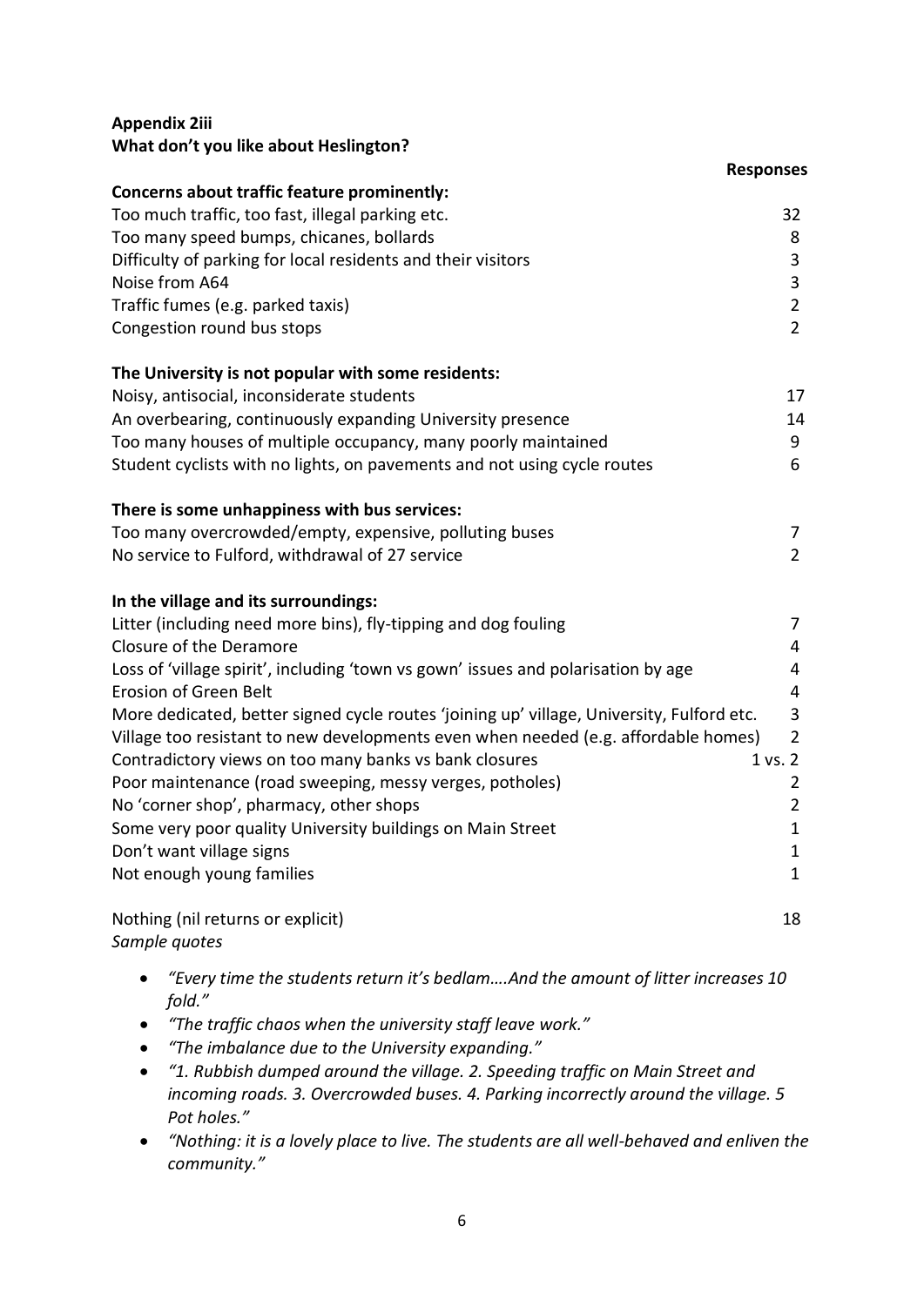**Appendix 2iii**
**What don't you like about Heslington?**

| | Responses |
|---|---|
| **Concerns about traffic feature prominently:** | |
| Too much traffic, too fast, illegal parking etc. | 32 |
| Too many speed bumps, chicanes, bollards | 8 |
| Difficulty of parking for local residents and their visitors | 3 |
| Noise from A64 | 3 |
| Traffic fumes (e.g. parked taxis) | 2 |
| Congestion round bus stops | 2 |
| | |
| **The University is not popular with some residents:** | |
| Noisy, antisocial, inconsiderate students | 17 |
| An overbearing, continuously expanding University presence | 14 |
| Too many houses of multiple occupancy, many poorly maintained | 9 |
| Student cyclists with no lights, on pavements and not using cycle routes | 6 |
| | |
| **There is some unhappiness with bus services:** | |
| Too many overcrowded/empty, expensive, polluting buses | 7 |
| No service to Fulford, withdrawal of 27 service | 2 |
| | |
| **In the village and its surroundings:** | |
| Litter (including need more bins), fly-tipping and dog fouling | 7 |
| Closure of the Deramore | 4 |
| Loss of 'village spirit', including 'town vs gown' issues and polarisation by age | 4 |
| Erosion of Green Belt | 4 |
| More dedicated, better signed cycle routes 'joining up' village, University, Fulford etc. | 3 |
| Village too resistant to new developments even when needed (e.g. affordable homes) | 2 |
| Contradictory views on too many banks vs bank closures | 1 vs. 2 |
| Poor maintenance (road sweeping, messy verges, potholes) | 2 |
| No 'corner shop', pharmacy, other shops | 2 |
| Some very poor quality University buildings on Main Street | 1 |
| Don't want village signs | 1 |
| Not enough young families | 1 |
| | |
| Nothing (nil returns or explicit) | 18 |

*Sample quotes*

- *"Every time the students return it's bedlam….And the amount of litter increases 10 fold."*
- *"The traffic chaos when the university staff leave work."*
- *"The imbalance due to the University expanding."*
- *"1. Rubbish dumped around the village. 2. Speeding traffic on Main Street and incoming roads. 3. Overcrowded buses. 4. Parking incorrectly around the village. 5 Pot holes."*
- *"Nothing: it is a lovely place to live. The students are all well-behaved and enliven the community."*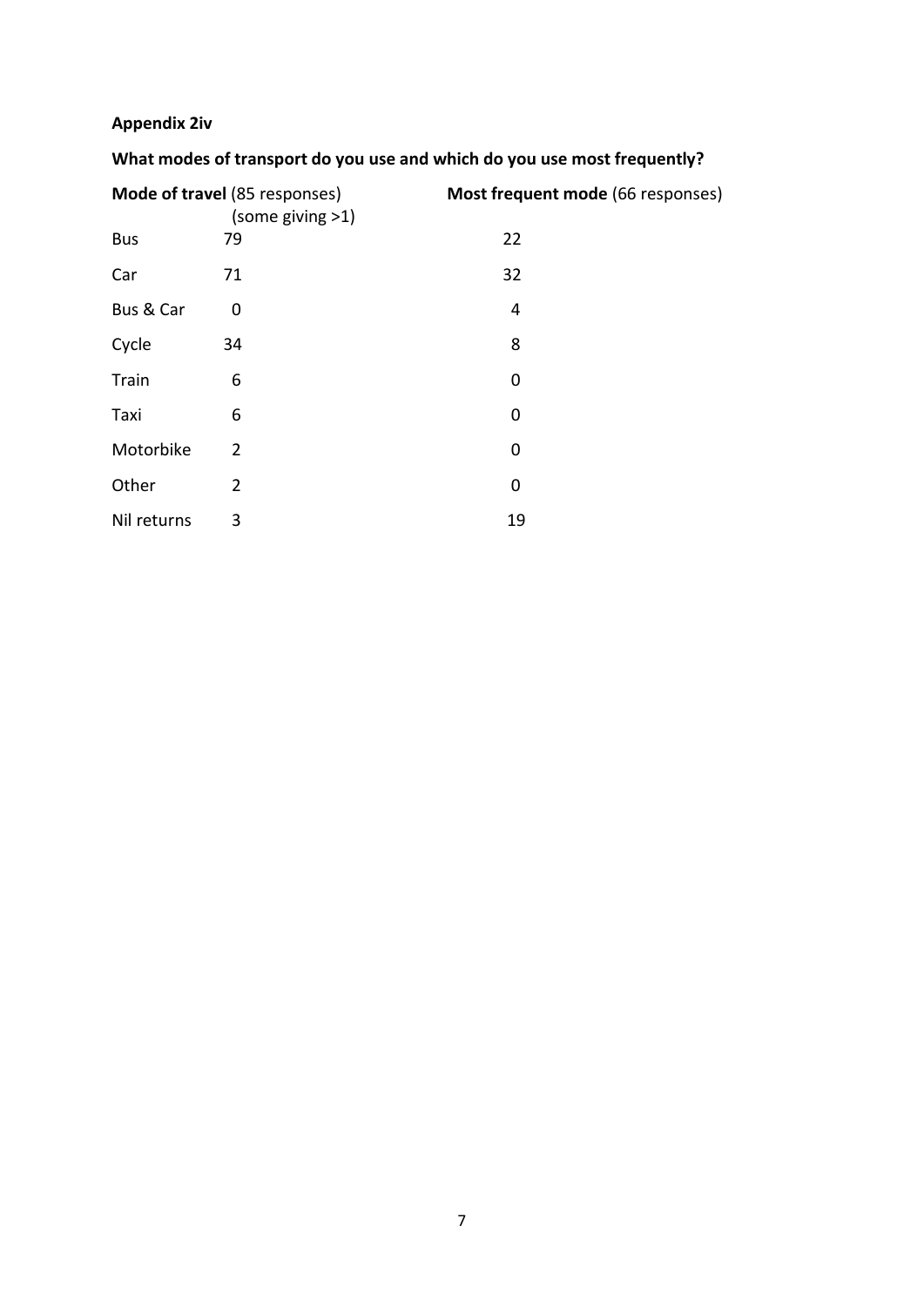**Appendix 2iv**

**What modes of transport do you use and which do you use most frequently?**

| | **Mode of travel** (85 responses) (some giving >1) | **Most frequent mode** (66 responses) |
|---|---|---|
| Bus | 79 | 22 |
| Car | 71 | 32 |
| Bus & Car | 0 | 4 |
| Cycle | 34 | 8 |
| Train | 6 | 0 |
| Taxi | 6 | 0 |
| Motorbike | 2 | 0 |
| Other | 2 | 0 |
| Nil returns | 3 | 19 |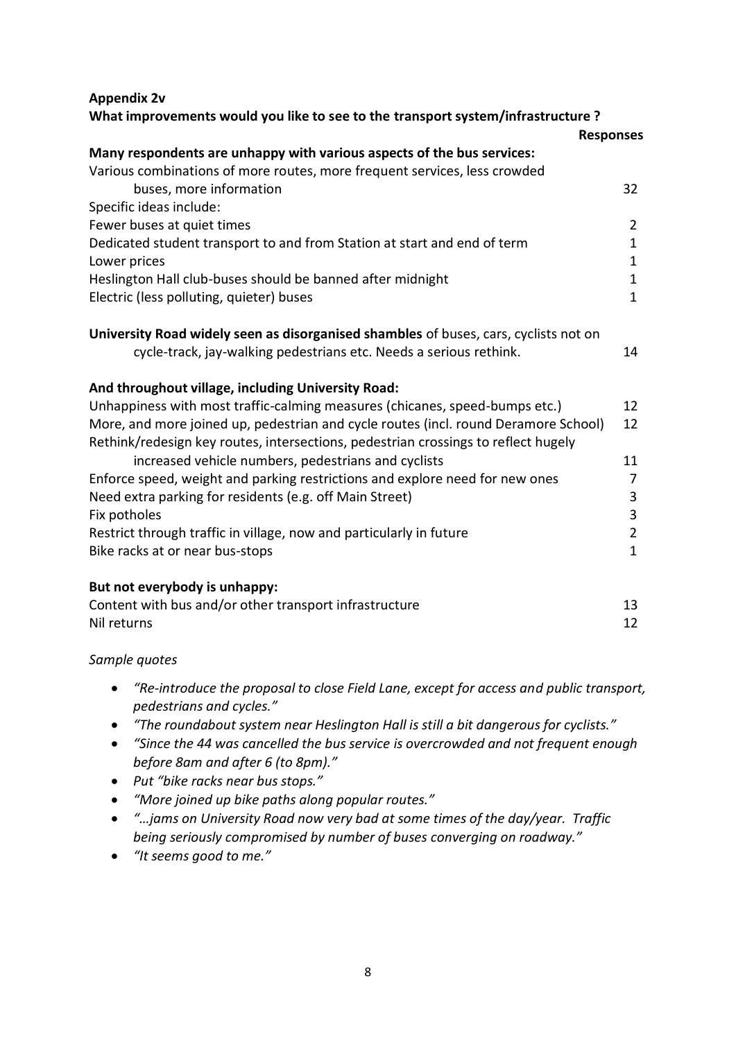**Appendix 2v**

**What improvements would you like to see to the transport system/infrastructure ?**

| | Responses |
|---|---|
| **Many respondents are unhappy with various aspects of the bus services:** | |
| Various combinations of more routes, more frequent services, less crowded buses, more information | 32 |
| Specific ideas include: | |
| Fewer buses at quiet times | 2 |
| Dedicated student transport to and from Station at start and end of term | 1 |
| Lower prices | 1 |
| Heslington Hall club-buses should be banned after midnight | 1 |
| Electric (less polluting, quieter) buses | 1 |
| **University Road widely seen as disorganised shambles** of buses, cars, cyclists not on cycle-track, jay-walking pedestrians etc. Needs a serious rethink. | 14 |
| **And throughout village, including University Road:** | |
| Unhappiness with most traffic-calming measures (chicanes, speed-bumps etc.) | 12 |
| More, and more joined up, pedestrian and cycle routes (incl. round Deramore School) | 12 |
| Rethink/redesign key routes, intersections, pedestrian crossings to reflect hugely increased vehicle numbers, pedestrians and cyclists | 11 |
| Enforce speed, weight and parking restrictions and explore need for new ones | 7 |
| Need extra parking for residents (e.g. off Main Street) | 3 |
| Fix potholes | 3 |
| Restrict through traffic in village, now and particularly in future | 2 |
| Bike racks at or near bus-stops | 1 |
| **But not everybody is unhappy:** | |
| Content with bus and/or other transport infrastructure | 13 |
| Nil returns | 12 |

*Sample quotes*

- *"Re-introduce the proposal to close Field Lane, except for access and public transport, pedestrians and cycles."*
- *"The roundabout system near Heslington Hall is still a bit dangerous for cyclists."*
- *"Since the 44 was cancelled the bus service is overcrowded and not frequent enough before 8am and after 6 (to 8pm)."*
- *Put "bike racks near bus stops."*
- *"More joined up bike paths along popular routes."*
- *"…jams on University Road now very bad at some times of the day/year. Traffic being seriously compromised by number of buses converging on roadway."*
- *"It seems good to me."*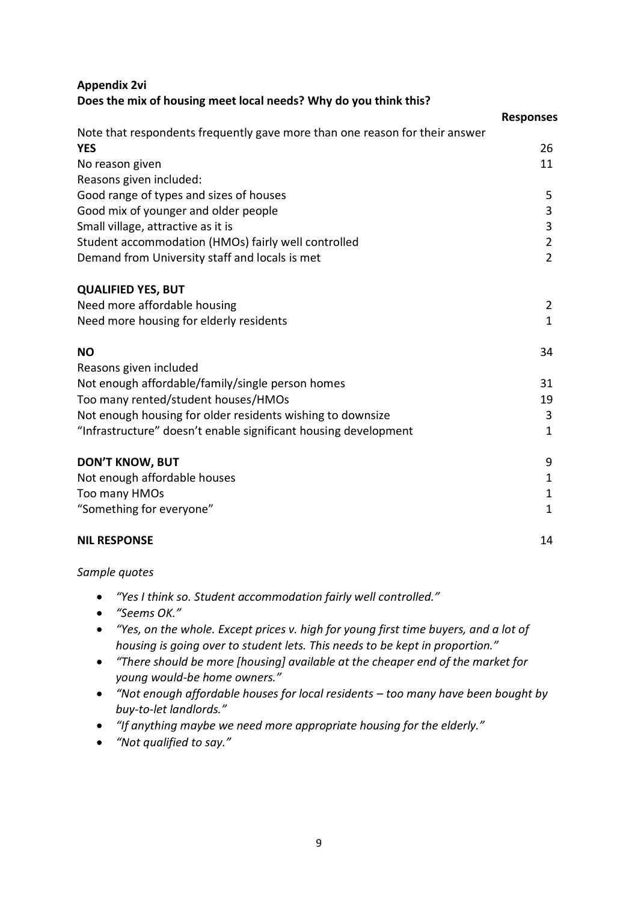**Appendix 2vi**
**Does the mix of housing meet local needs? Why do you think this?**

| | Responses |
|---|---|
| Note that respondents frequently gave more than one reason for their answer | |
| **YES** | 26 |
| No reason given | 11 |
| Reasons given included: | |
| Good range of types and sizes of houses | 5 |
| Good mix of younger and older people | 3 |
| Small village, attractive as it is | 3 |
| Student accommodation (HMOs) fairly well controlled | 2 |
| Demand from University staff and locals is met | 2 |
| | |
| **QUALIFIED YES, BUT** | |
| Need more affordable housing | 2 |
| Need more housing for elderly residents | 1 |
| | |
| **NO** | 34 |
| Reasons given included | |
| Not enough affordable/family/single person homes | 31 |
| Too many rented/student houses/HMOs | 19 |
| Not enough housing for older residents wishing to downsize | 3 |
| "Infrastructure" doesn't enable significant housing development | 1 |
| | |
| **DON'T KNOW, BUT** | 9 |
| Not enough affordable houses | 1 |
| Too many HMOs | 1 |
| "Something for everyone" | 1 |
| | |
| **NIL RESPONSE** | 14 |

*Sample quotes*

- *"Yes I think so. Student accommodation fairly well controlled."*
- *"Seems OK."*
- *"Yes, on the whole. Except prices v. high for young first time buyers, and a lot of housing is going over to student lets. This needs to be kept in proportion."*
- *"There should be more [housing] available at the cheaper end of the market for young would-be home owners."*
- *"Not enough affordable houses for local residents – too many have been bought by buy-to-let landlords."*
- *"If anything maybe we need more appropriate housing for the elderly."*
- *"Not qualified to say."*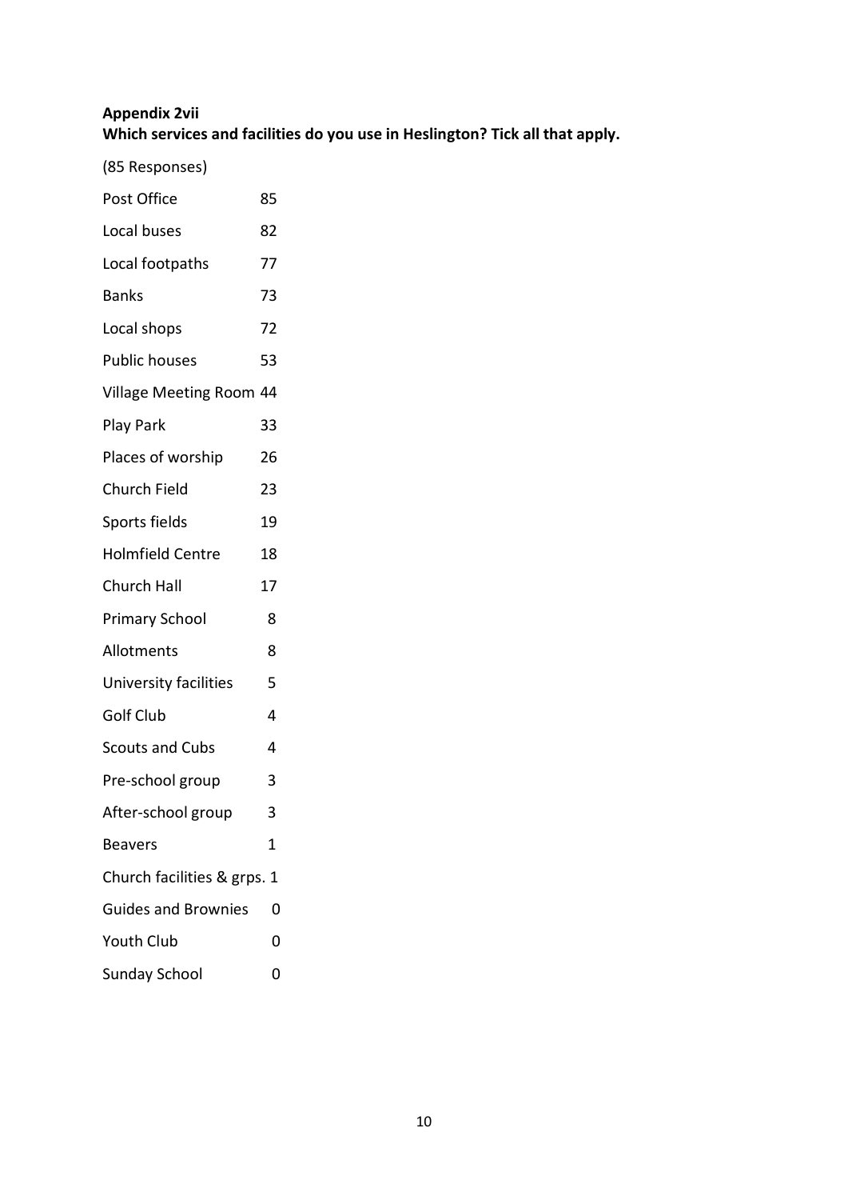**Appendix 2vii**
**Which services and facilities do you use in Heslington? Tick all that apply.**

(85 Responses)

| | |
|---|---|
| Post Office | 85 |
| Local buses | 82 |
| Local footpaths | 77 |
| Banks | 73 |
| Local shops | 72 |
| Public houses | 53 |
| Village Meeting Room | 44 |
| Play Park | 33 |
| Places of worship | 26 |
| Church Field | 23 |
| Sports fields | 19 |
| Holmfield Centre | 18 |
| Church Hall | 17 |
| Primary School | 8 |
| Allotments | 8 |
| University facilities | 5 |
| Golf Club | 4 |
| Scouts and Cubs | 4 |
| Pre-school group | 3 |
| After-school group | 3 |
| Beavers | 1 |
| Church facilities & grps. | 1 |
| Guides and Brownies | 0 |
| Youth Club | 0 |
| Sunday School | 0 |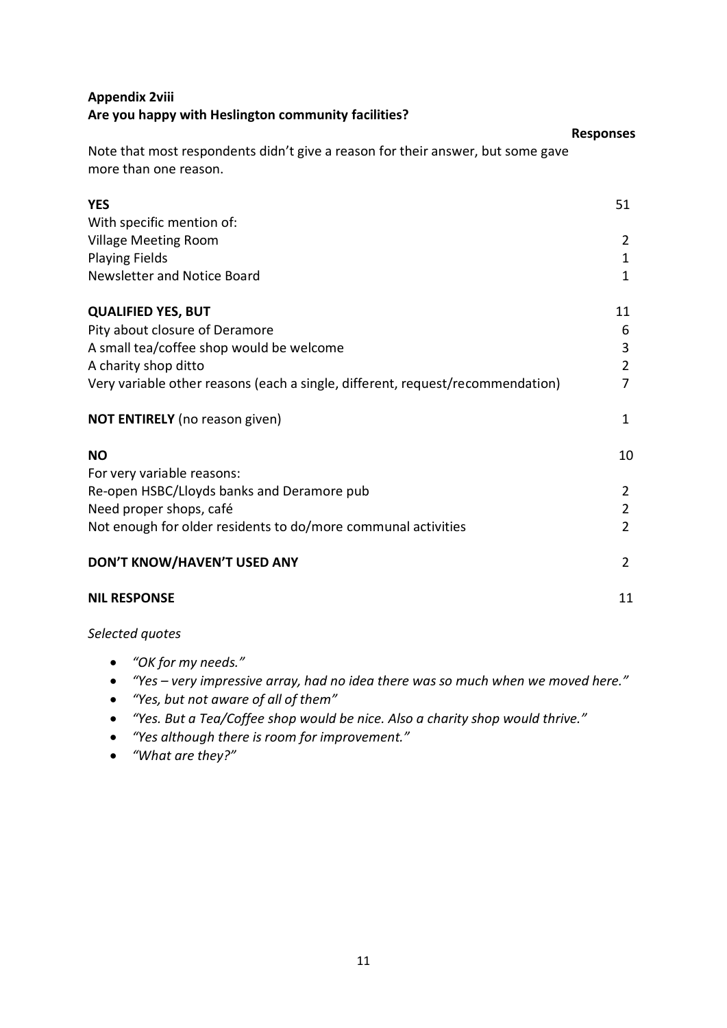**Appendix 2viii**
**Are you happy with Heslington community facilities?**

Note that most respondents didn't give a reason for their answer, but some gave more than one reason.

| | Responses |
|---|---|
| **YES** | 51 |
| With specific mention of: | |
| Village Meeting Room | 2 |
| Playing Fields | 1 |
| Newsletter and Notice Board | 1 |
| **QUALIFIED YES, BUT** | 11 |
| Pity about closure of Deramore | 6 |
| A small tea/coffee shop would be welcome | 3 |
| A charity shop ditto | 2 |
| Very variable other reasons (each a single, different, request/recommendation) | 7 |
| **NOT ENTIRELY** (no reason given) | 1 |
| **NO** | 10 |
| For very variable reasons: | |
| Re-open HSBC/Lloyds banks and Deramore pub | 2 |
| Need proper shops, café | 2 |
| Not enough for older residents to do/more communal activities | 2 |
| **DON'T KNOW/HAVEN'T USED ANY** | 2 |
| **NIL RESPONSE** | 11 |

*Selected quotes*

- *"OK for my needs."*
- *"Yes – very impressive array, had no idea there was so much when we moved here."*
- *"Yes, but not aware of all of them"*
- *"Yes. But a Tea/Coffee shop would be nice. Also a charity shop would thrive."*
- *"Yes although there is room for improvement."*
- *"What are they?"*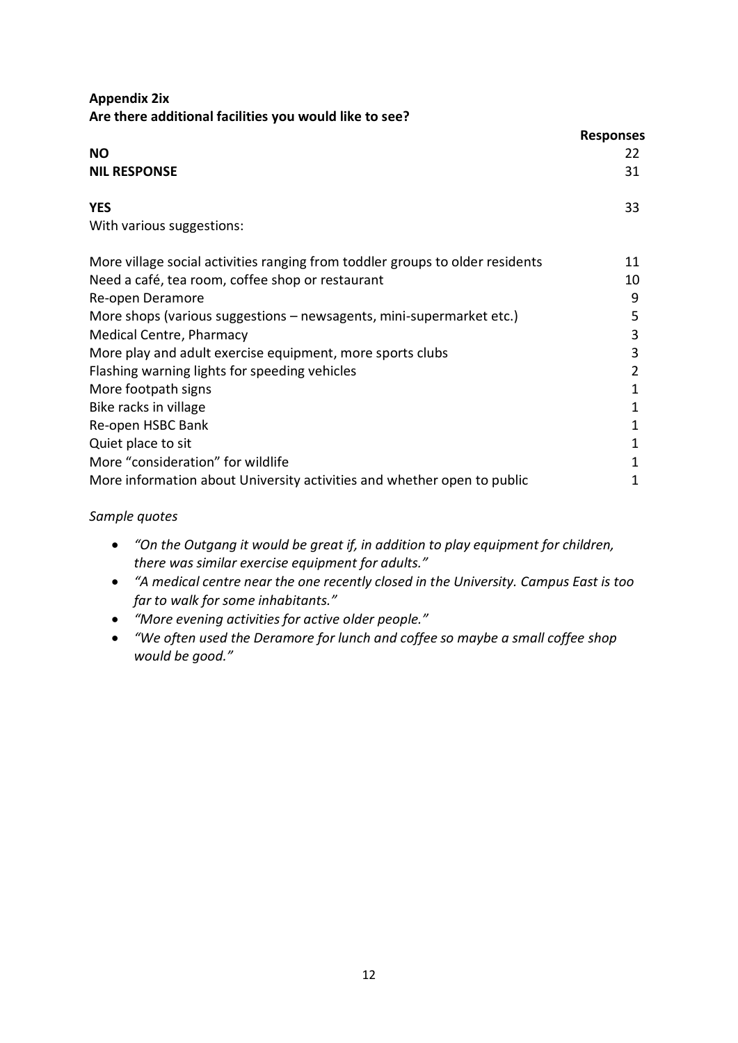**Appendix 2ix**
**Are there additional facilities you would like to see?**

| | Responses |
|---|---|
| **NO** | 22 |
| **NIL RESPONSE** | 31 |
| **YES** | 33 |
| With various suggestions: | |
| More village social activities ranging from toddler groups to older residents | 11 |
| Need a café, tea room, coffee shop or restaurant | 10 |
| Re-open Deramore | 9 |
| More shops (various suggestions – newsagents, mini-supermarket etc.) | 5 |
| Medical Centre, Pharmacy | 3 |
| More play and adult exercise equipment, more sports clubs | 3 |
| Flashing warning lights for speeding vehicles | 2 |
| More footpath signs | 1 |
| Bike racks in village | 1 |
| Re-open HSBC Bank | 1 |
| Quiet place to sit | 1 |
| More "consideration" for wildlife | 1 |
| More information about University activities and whether open to public | 1 |

*Sample quotes*

- *"On the Outgang it would be great if, in addition to play equipment for children, there was similar exercise equipment for adults."*
- *"A medical centre near the one recently closed in the University. Campus East is too far to walk for some inhabitants."*
- *"More evening activities for active older people."*
- *"We often used the Deramore for lunch and coffee so maybe a small coffee shop would be good."*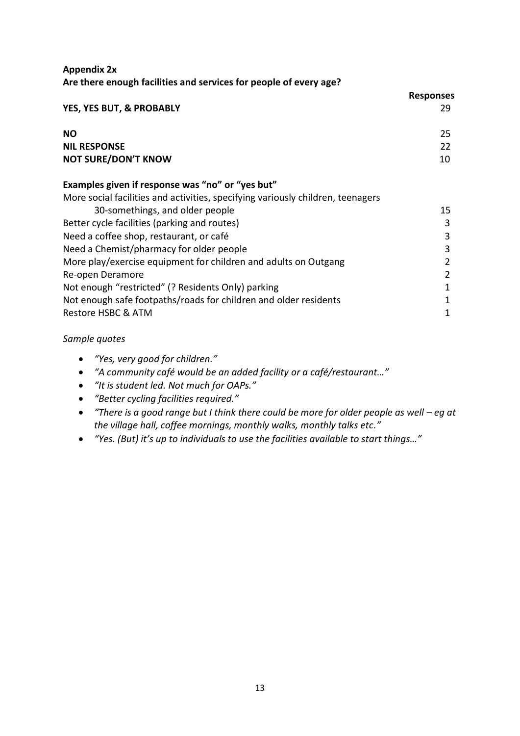**Appendix 2x**
**Are there enough facilities and services for people of every age?**

| | Responses |
|---|---|
| **YES, YES BUT, & PROBABLY** | 29 |
| **NO** | 25 |
| **NIL RESPONSE** | 22 |
| **NOT SURE/DON'T KNOW** | 10 |

**Examples given if response was "no" or "yes but"**

| | |
|---|---|
| More social facilities and activities, specifying variously children, teenagers 30-somethings, and older people | 15 |
| Better cycle facilities (parking and routes) | 3 |
| Need a coffee shop, restaurant, or café | 3 |
| Need a Chemist/pharmacy for older people | 3 |
| More play/exercise equipment for children and adults on Outgang | 2 |
| Re-open Deramore | 2 |
| Not enough "restricted" (? Residents Only) parking | 1 |
| Not enough safe footpaths/roads for children and older residents | 1 |
| Restore HSBC & ATM | 1 |

*Sample quotes*

- *"Yes, very good for children."*
- *"A community café would be an added facility or a café/restaurant…"*
- *"It is student led. Not much for OAPs."*
- *"Better cycling facilities required."*
- *"There is a good range but I think there could be more for older people as well – eg at the village hall, coffee mornings, monthly walks, monthly talks etc."*
- *"Yes. (But) it's up to individuals to use the facilities available to start things…"*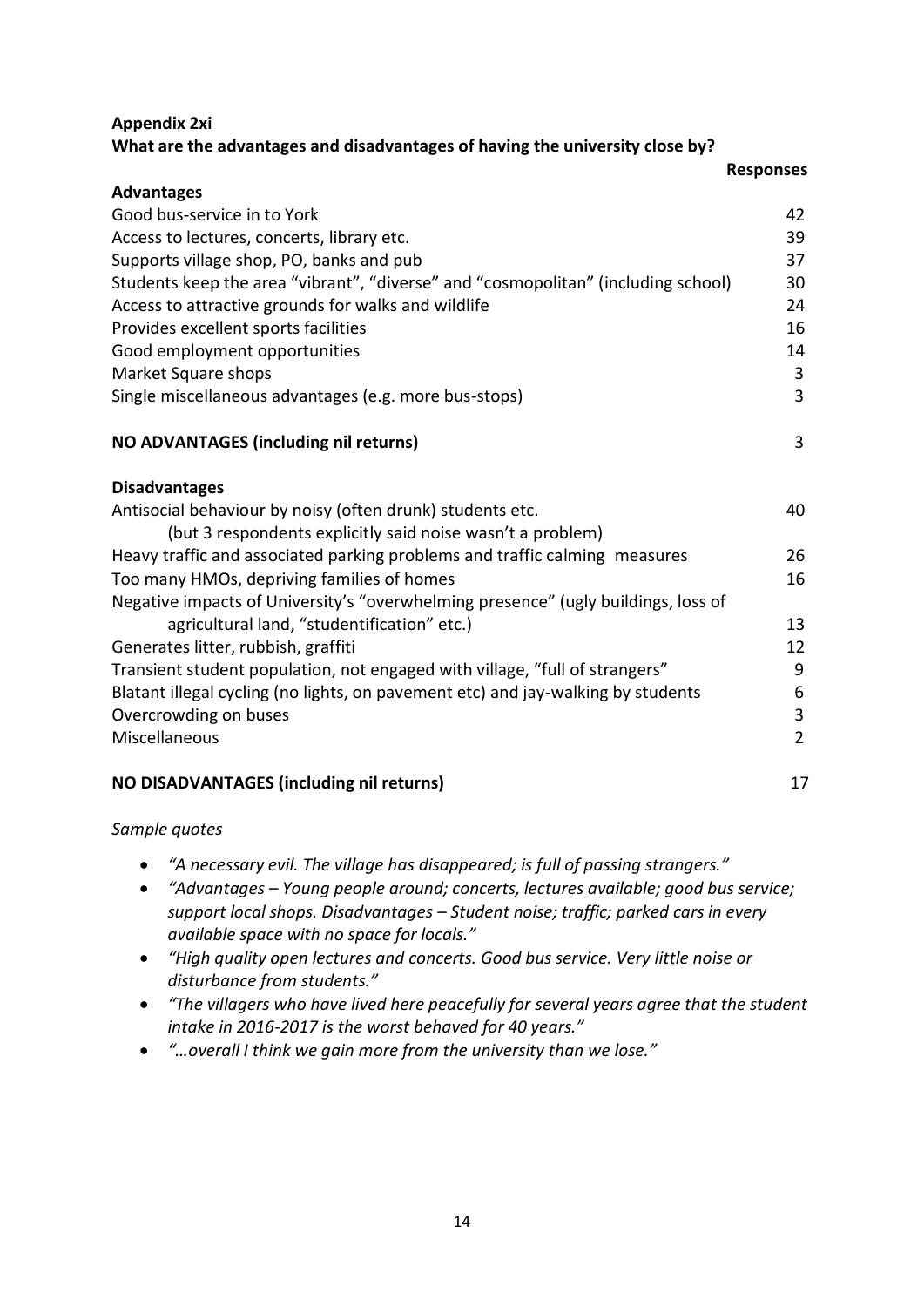**Appendix 2xi**

**What are the advantages and disadvantages of having the university close by?**

| | **Responses** |
|---|---|
| **Advantages** | |
| Good bus-service in to York | 42 |
| Access to lectures, concerts, library etc. | 39 |
| Supports village shop, PO, banks and pub | 37 |
| Students keep the area "vibrant", "diverse" and "cosmopolitan" (including school) | 30 |
| Access to attractive grounds for walks and wildlife | 24 |
| Provides excellent sports facilities | 16 |
| Good employment opportunities | 14 |
| Market Square shops | 3 |
| Single miscellaneous advantages (e.g. more bus-stops) | 3 |
| **NO ADVANTAGES (including nil returns)** | 3 |
| **Disadvantages** | |
| Antisocial behaviour by noisy (often drunk) students etc. (but 3 respondents explicitly said noise wasn't a problem) | 40 |
| Heavy traffic and associated parking problems and traffic calming measures | 26 |
| Too many HMOs, depriving families of homes | 16 |
| Negative impacts of University's "overwhelming presence" (ugly buildings, loss of agricultural land, "studentification" etc.) | 13 |
| Generates litter, rubbish, graffiti | 12 |
| Transient student population, not engaged with village, "full of strangers" | 9 |
| Blatant illegal cycling (no lights, on pavement etc) and jay-walking by students | 6 |
| Overcrowding on buses | 3 |
| Miscellaneous | 2 |
| **NO DISADVANTAGES (including nil returns)** | 17 |

*Sample quotes*

- *"A necessary evil. The village has disappeared; is full of passing strangers."*
- *"Advantages – Young people around; concerts, lectures available; good bus service; support local shops. Disadvantages – Student noise; traffic; parked cars in every available space with no space for locals."*
- *"High quality open lectures and concerts. Good bus service. Very little noise or disturbance from students."*
- *"The villagers who have lived here peacefully for several years agree that the student intake in 2016-2017 is the worst behaved for 40 years."*
- *"…overall I think we gain more from the university than we lose."*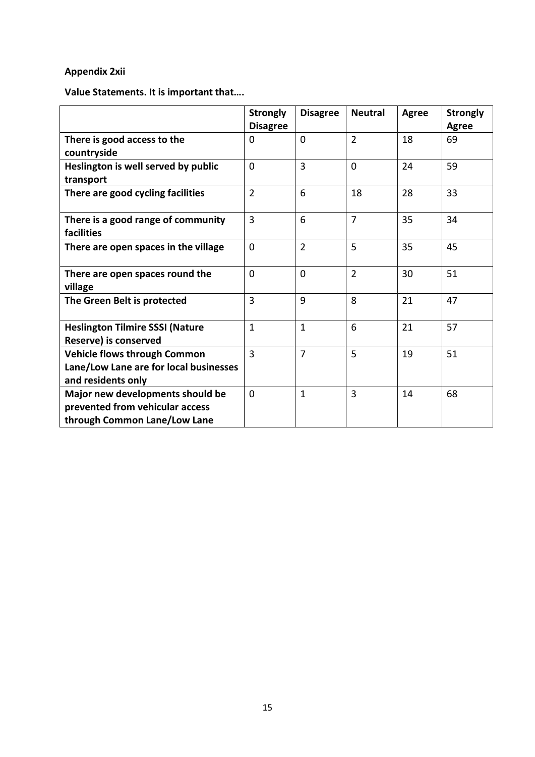**Appendix 2xii**

**Value Statements. It is important that….**

| | **Strongly Disagree** | **Disagree** | **Neutral** | **Agree** | **Strongly Agree** |
|---|---|---|---|---|---|
| **There is good access to the countryside** | 0 | 0 | 2 | 18 | 69 |
| **Heslington is well served by public transport** | 0 | 3 | 0 | 24 | 59 |
| **There are good cycling facilities** | 2 | 6 | 18 | 28 | 33 |
| **There is a good range of community facilities** | 3 | 6 | 7 | 35 | 34 |
| **There are open spaces in the village** | 0 | 2 | 5 | 35 | 45 |
| **There are open spaces round the village** | 0 | 0 | 2 | 30 | 51 |
| **The Green Belt is protected** | 3 | 9 | 8 | 21 | 47 |
| **Heslington Tilmire SSSI (Nature Reserve) is conserved** | 1 | 1 | 6 | 21 | 57 |
| **Vehicle flows through Common Lane/Low Lane are for local businesses and residents only** | 3 | 7 | 5 | 19 | 51 |
| **Major new developments should be prevented from vehicular access through Common Lane/Low Lane** | 0 | 1 | 3 | 14 | 68 |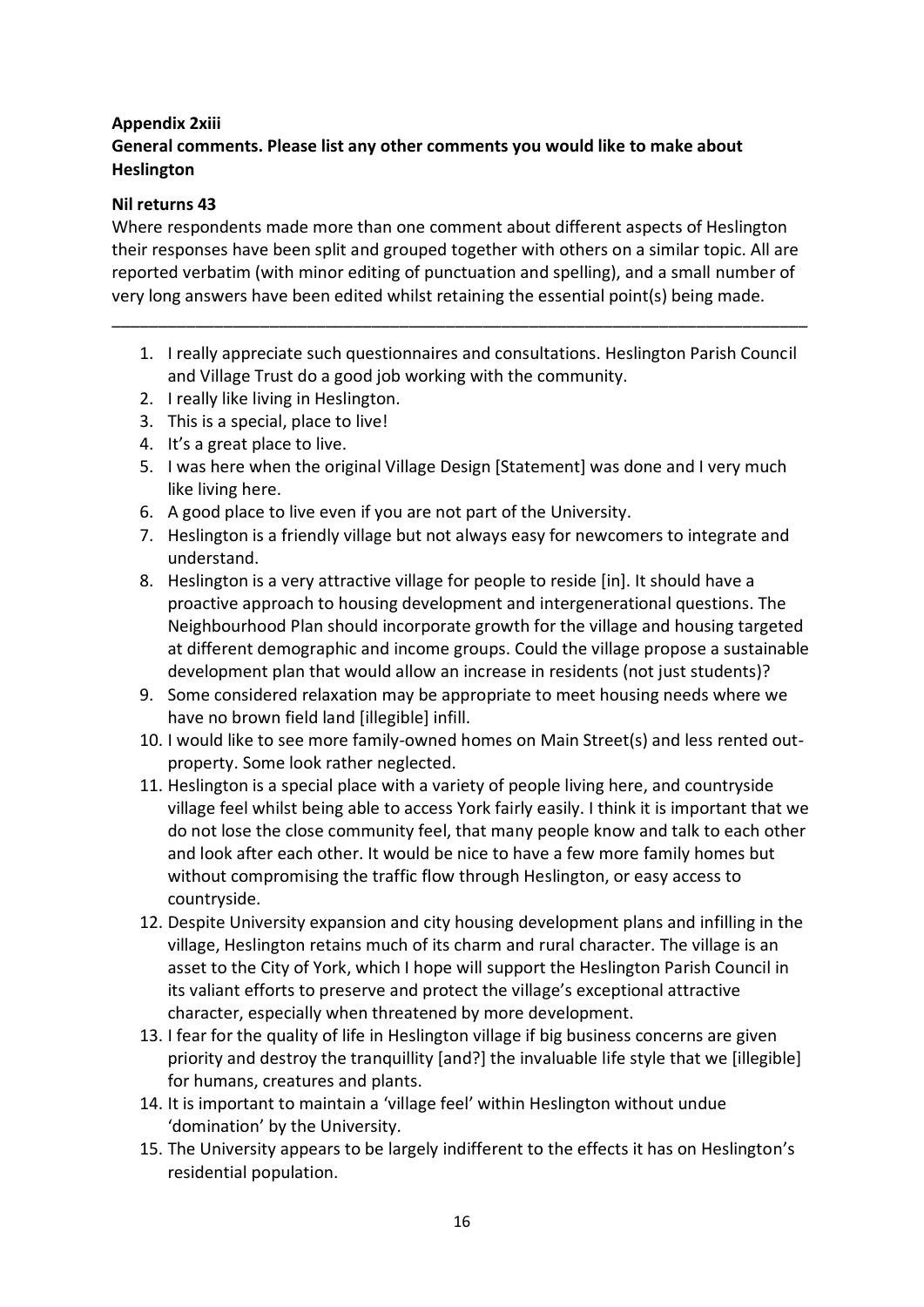**Appendix 2xiii**

**General comments. Please list any other comments you would like to make about Heslington**

**Nil returns 43**

Where respondents made more than one comment about different aspects of Heslington their responses have been split and grouped together with others on a similar topic. All are reported verbatim (with minor editing of punctuation and spelling), and a small number of very long answers have been edited whilst retaining the essential point(s) being made.

---

1. I really appreciate such questionnaires and consultations. Heslington Parish Council and Village Trust do a good job working with the community.
2. I really like living in Heslington.
3. This is a special, place to live!
4. It's a great place to live.
5. I was here when the original Village Design [Statement] was done and I very much like living here.
6. A good place to live even if you are not part of the University.
7. Heslington is a friendly village but not always easy for newcomers to integrate and understand.
8. Heslington is a very attractive village for people to reside [in]. It should have a proactive approach to housing development and intergenerational questions. The Neighbourhood Plan should incorporate growth for the village and housing targeted at different demographic and income groups. Could the village propose a sustainable development plan that would allow an increase in residents (not just students)?
9. Some considered relaxation may be appropriate to meet housing needs where we have no brown field land [illegible] infill.
10. I would like to see more family-owned homes on Main Street(s) and less rented out-property. Some look rather neglected.
11. Heslington is a special place with a variety of people living here, and countryside village feel whilst being able to access York fairly easily. I think it is important that we do not lose the close community feel, that many people know and talk to each other and look after each other. It would be nice to have a few more family homes but without compromising the traffic flow through Heslington, or easy access to countryside.
12. Despite University expansion and city housing development plans and infilling in the village, Heslington retains much of its charm and rural character. The village is an asset to the City of York, which I hope will support the Heslington Parish Council in its valiant efforts to preserve and protect the village's exceptional attractive character, especially when threatened by more development.
13. I fear for the quality of life in Heslington village if big business concerns are given priority and destroy the tranquillity [and?] the invaluable life style that we [illegible] for humans, creatures and plants.
14. It is important to maintain a 'village feel' within Heslington without undue 'domination' by the University.
15. The University appears to be largely indifferent to the effects it has on Heslington's residential population.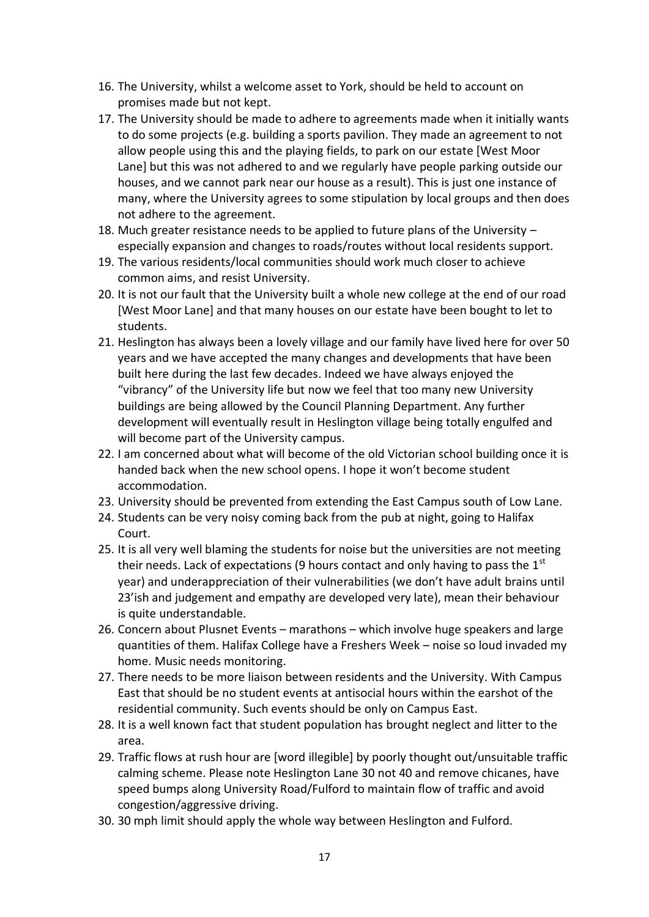16. The University, whilst a welcome asset to York, should be held to account on promises made but not kept.
17. The University should be made to adhere to agreements made when it initially wants to do some projects (e.g. building a sports pavilion. They made an agreement to not allow people using this and the playing fields, to park on our estate [West Moor Lane] but this was not adhered to and we regularly have people parking outside our houses, and we cannot park near our house as a result). This is just one instance of many, where the University agrees to some stipulation by local groups and then does not adhere to the agreement.
18. Much greater resistance needs to be applied to future plans of the University – especially expansion and changes to roads/routes without local residents support.
19. The various residents/local communities should work much closer to achieve common aims, and resist University.
20. It is not our fault that the University built a whole new college at the end of our road [West Moor Lane] and that many houses on our estate have been bought to let to students.
21. Heslington has always been a lovely village and our family have lived here for over 50 years and we have accepted the many changes and developments that have been built here during the last few decades. Indeed we have always enjoyed the "vibrancy" of the University life but now we feel that too many new University buildings are being allowed by the Council Planning Department. Any further development will eventually result in Heslington village being totally engulfed and will become part of the University campus.
22. I am concerned about what will become of the old Victorian school building once it is handed back when the new school opens. I hope it won't become student accommodation.
23. University should be prevented from extending the East Campus south of Low Lane.
24. Students can be very noisy coming back from the pub at night, going to Halifax Court.
25. It is all very well blaming the students for noise but the universities are not meeting their needs. Lack of expectations (9 hours contact and only having to pass the 1st year) and underappreciation of their vulnerabilities (we don't have adult brains until 23'ish and judgement and empathy are developed very late), mean their behaviour is quite understandable.
26. Concern about Plusnet Events – marathons – which involve huge speakers and large quantities of them. Halifax College have a Freshers Week – noise so loud invaded my home. Music needs monitoring.
27. There needs to be more liaison between residents and the University. With Campus East that should be no student events at antisocial hours within the earshot of the residential community. Such events should be only on Campus East.
28. It is a well known fact that student population has brought neglect and litter to the area.
29. Traffic flows at rush hour are [word illegible] by poorly thought out/unsuitable traffic calming scheme. Please note Heslington Lane 30 not 40 and remove chicanes, have speed bumps along University Road/Fulford to maintain flow of traffic and avoid congestion/aggressive driving.
30. 30 mph limit should apply the whole way between Heslington and Fulford.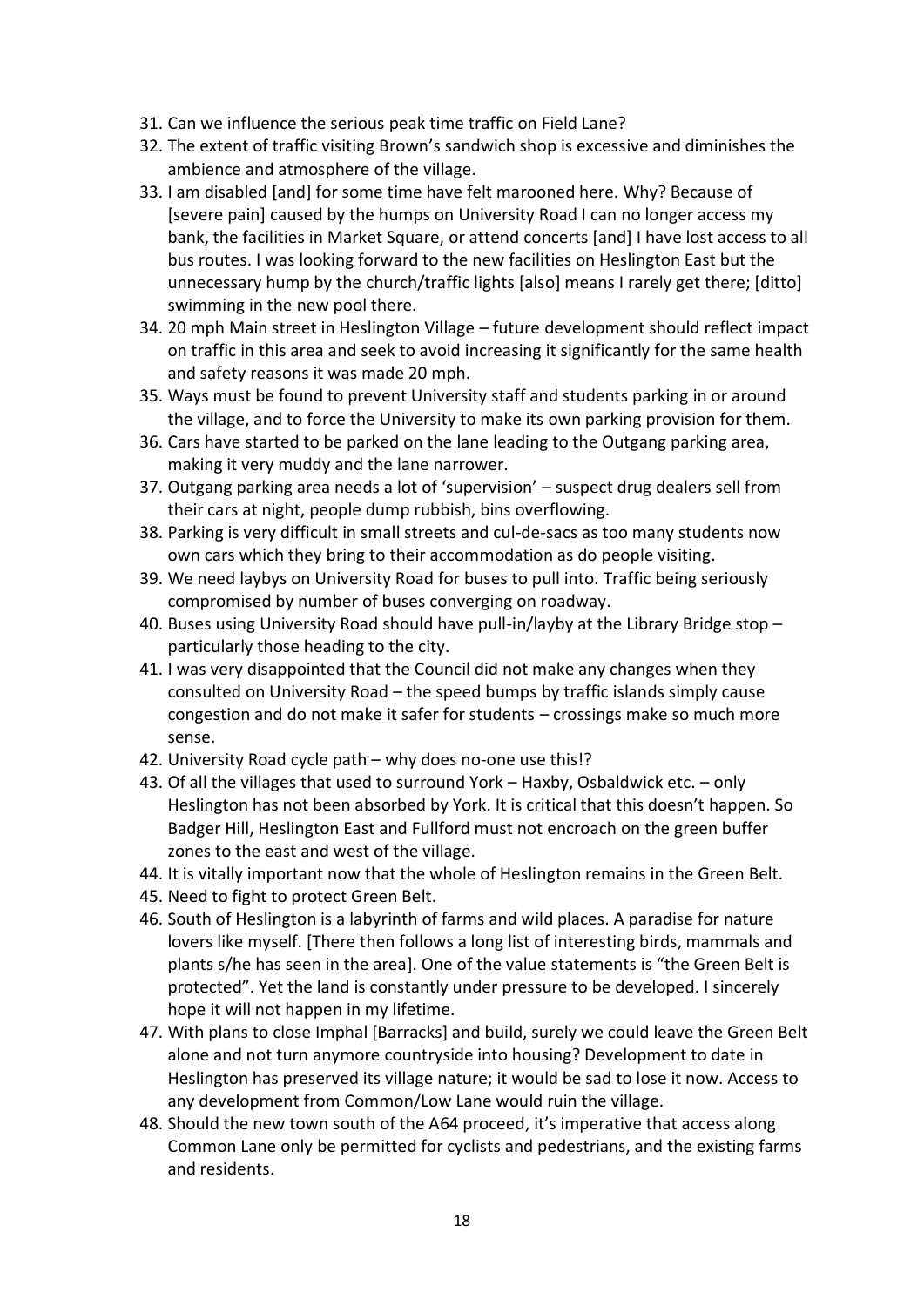31. Can we influence the serious peak time traffic on Field Lane?
32. The extent of traffic visiting Brown's sandwich shop is excessive and diminishes the ambience and atmosphere of the village.
33. I am disabled [and] for some time have felt marooned here. Why? Because of [severe pain] caused by the humps on University Road I can no longer access my bank, the facilities in Market Square, or attend concerts [and] I have lost access to all bus routes. I was looking forward to the new facilities on Heslington East but the unnecessary hump by the church/traffic lights [also] means I rarely get there; [ditto] swimming in the new pool there.
34. 20 mph Main street in Heslington Village – future development should reflect impact on traffic in this area and seek to avoid increasing it significantly for the same health and safety reasons it was made 20 mph.
35. Ways must be found to prevent University staff and students parking in or around the village, and to force the University to make its own parking provision for them.
36. Cars have started to be parked on the lane leading to the Outgang parking area, making it very muddy and the lane narrower.
37. Outgang parking area needs a lot of 'supervision' – suspect drug dealers sell from their cars at night, people dump rubbish, bins overflowing.
38. Parking is very difficult in small streets and cul-de-sacs as too many students now own cars which they bring to their accommodation as do people visiting.
39. We need laybys on University Road for buses to pull into. Traffic being seriously compromised by number of buses converging on roadway.
40. Buses using University Road should have pull-in/layby at the Library Bridge stop – particularly those heading to the city.
41. I was very disappointed that the Council did not make any changes when they consulted on University Road – the speed bumps by traffic islands simply cause congestion and do not make it safer for students – crossings make so much more sense.
42. University Road cycle path – why does no-one use this!?
43. Of all the villages that used to surround York – Haxby, Osbaldwick etc. – only Heslington has not been absorbed by York. It is critical that this doesn't happen. So Badger Hill, Heslington East and Fullford must not encroach on the green buffer zones to the east and west of the village.
44. It is vitally important now that the whole of Heslington remains in the Green Belt.
45. Need to fight to protect Green Belt.
46. South of Heslington is a labyrinth of farms and wild places. A paradise for nature lovers like myself. [There then follows a long list of interesting birds, mammals and plants s/he has seen in the area]. One of the value statements is "the Green Belt is protected". Yet the land is constantly under pressure to be developed. I sincerely hope it will not happen in my lifetime.
47. With plans to close Imphal [Barracks] and build, surely we could leave the Green Belt alone and not turn anymore countryside into housing? Development to date in Heslington has preserved its village nature; it would be sad to lose it now. Access to any development from Common/Low Lane would ruin the village.
48. Should the new town south of the A64 proceed, it's imperative that access along Common Lane only be permitted for cyclists and pedestrians, and the existing farms and residents.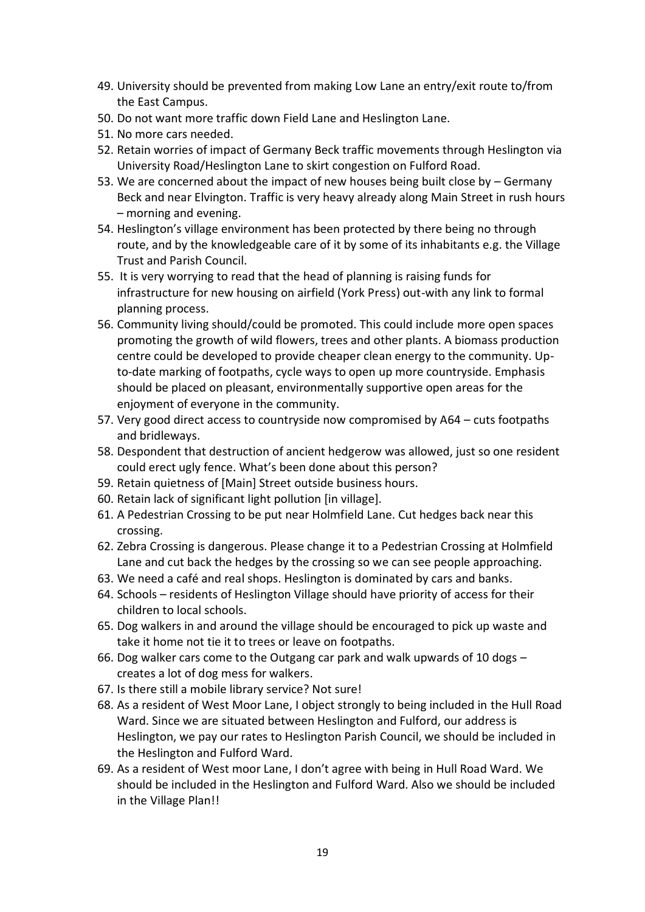49. University should be prevented from making Low Lane an entry/exit route to/from the East Campus.
50. Do not want more traffic down Field Lane and Heslington Lane.
51. No more cars needed.
52. Retain worries of impact of Germany Beck traffic movements through Heslington via University Road/Heslington Lane to skirt congestion on Fulford Road.
53. We are concerned about the impact of new houses being built close by – Germany Beck and near Elvington. Traffic is very heavy already along Main Street in rush hours – morning and evening.
54. Heslington's village environment has been protected by there being no through route, and by the knowledgeable care of it by some of its inhabitants e.g. the Village Trust and Parish Council.
55. It is very worrying to read that the head of planning is raising funds for infrastructure for new housing on airfield (York Press) out-with any link to formal planning process.
56. Community living should/could be promoted. This could include more open spaces promoting the growth of wild flowers, trees and other plants. A biomass production centre could be developed to provide cheaper clean energy to the community. Up-to-date marking of footpaths, cycle ways to open up more countryside. Emphasis should be placed on pleasant, environmentally supportive open areas for the enjoyment of everyone in the community.
57. Very good direct access to countryside now compromised by A64 – cuts footpaths and bridleways.
58. Despondent that destruction of ancient hedgerow was allowed, just so one resident could erect ugly fence. What's been done about this person?
59. Retain quietness of [Main] Street outside business hours.
60. Retain lack of significant light pollution [in village].
61. A Pedestrian Crossing to be put near Holmfield Lane. Cut hedges back near this crossing.
62. Zebra Crossing is dangerous. Please change it to a Pedestrian Crossing at Holmfield Lane and cut back the hedges by the crossing so we can see people approaching.
63. We need a café and real shops. Heslington is dominated by cars and banks.
64. Schools – residents of Heslington Village should have priority of access for their children to local schools.
65. Dog walkers in and around the village should be encouraged to pick up waste and take it home not tie it to trees or leave on footpaths.
66. Dog walker cars come to the Outgang car park and walk upwards of 10 dogs – creates a lot of dog mess for walkers.
67. Is there still a mobile library service? Not sure!
68. As a resident of West Moor Lane, I object strongly to being included in the Hull Road Ward. Since we are situated between Heslington and Fulford, our address is Heslington, we pay our rates to Heslington Parish Council, we should be included in the Heslington and Fulford Ward.
69. As a resident of West moor Lane, I don't agree with being in Hull Road Ward. We should be included in the Heslington and Fulford Ward. Also we should be included in the Village Plan!!